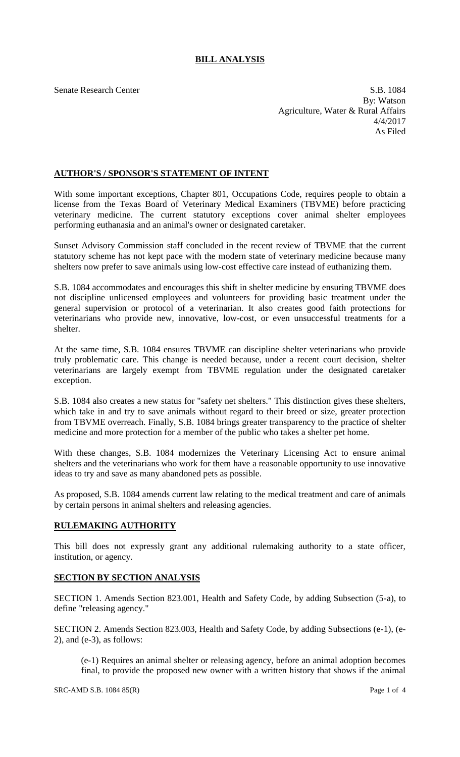# BILL ANALYSIS

Senate Research Center

S.B. 1084
By: Watson
Agriculture, Water & Rural Affairs
4/4/2017
As Filed

## AUTHOR'S / SPONSOR'S STATEMENT OF INTENT

With some important exceptions, Chapter 801, Occupations Code, requires people to obtain a license from the Texas Board of Veterinary Medical Examiners (TBVME) before practicing veterinary medicine. The current statutory exceptions cover animal shelter employees performing euthanasia and an animal's owner or designated caretaker.

Sunset Advisory Commission staff concluded in the recent review of TBVME that the current statutory scheme has not kept pace with the modern state of veterinary medicine because many shelters now prefer to save animals using low-cost effective care instead of euthanizing them.

S.B. 1084 accommodates and encourages this shift in shelter medicine by ensuring TBVME does not discipline unlicensed employees and volunteers for providing basic treatment under the general supervision or protocol of a veterinarian. It also creates good faith protections for veterinarians who provide new, innovative, low-cost, or even unsuccessful treatments for a shelter.

At the same time, S.B. 1084 ensures TBVME can discipline shelter veterinarians who provide truly problematic care. This change is needed because, under a recent court decision, shelter veterinarians are largely exempt from TBVME regulation under the designated caretaker exception.

S.B. 1084 also creates a new status for "safety net shelters." This distinction gives these shelters, which take in and try to save animals without regard to their breed or size, greater protection from TBVME overreach. Finally, S.B. 1084 brings greater transparency to the practice of shelter medicine and more protection for a member of the public who takes a shelter pet home.

With these changes, S.B. 1084 modernizes the Veterinary Licensing Act to ensure animal shelters and the veterinarians who work for them have a reasonable opportunity to use innovative ideas to try and save as many abandoned pets as possible.

As proposed, S.B. 1084 amends current law relating to the medical treatment and care of animals by certain persons in animal shelters and releasing agencies.

## RULEMAKING AUTHORITY

This bill does not expressly grant any additional rulemaking authority to a state officer, institution, or agency.

## SECTION BY SECTION ANALYSIS

SECTION 1. Amends Section 823.001, Health and Safety Code, by adding Subsection (5-a), to define "releasing agency."

SECTION 2. Amends Section 823.003, Health and Safety Code, by adding Subsections (e-1), (e-2), and (e-3), as follows:

(e-1) Requires an animal shelter or releasing agency, before an animal adoption becomes final, to provide the proposed new owner with a written history that shows if the animal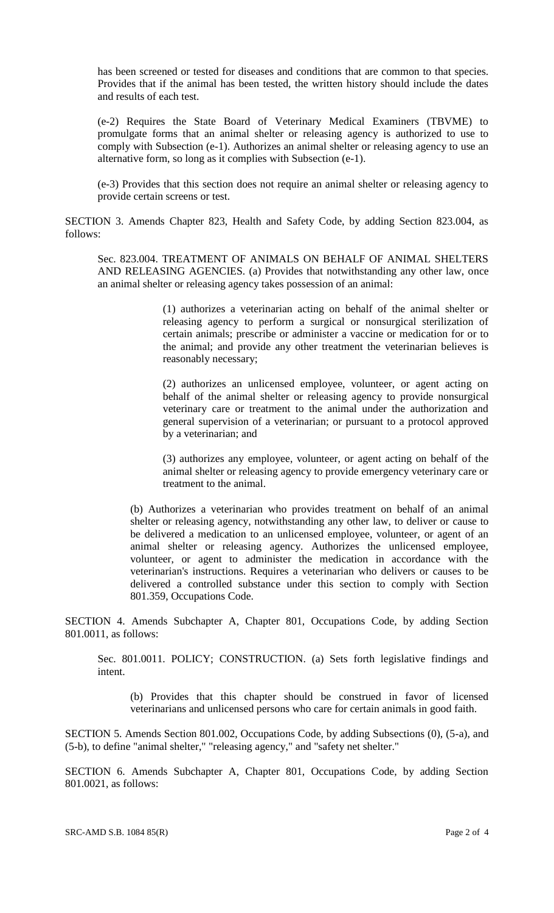has been screened or tested for diseases and conditions that are common to that species. Provides that if the animal has been tested, the written history should include the dates and results of each test.

(e-2) Requires the State Board of Veterinary Medical Examiners (TBVME) to promulgate forms that an animal shelter or releasing agency is authorized to use to comply with Subsection (e-1). Authorizes an animal shelter or releasing agency to use an alternative form, so long as it complies with Subsection (e-1).

(e-3) Provides that this section does not require an animal shelter or releasing agency to provide certain screens or test.

SECTION 3. Amends Chapter 823, Health and Safety Code, by adding Section 823.004, as follows:

Sec. 823.004. TREATMENT OF ANIMALS ON BEHALF OF ANIMAL SHELTERS AND RELEASING AGENCIES. (a) Provides that notwithstanding any other law, once an animal shelter or releasing agency takes possession of an animal:

(1) authorizes a veterinarian acting on behalf of the animal shelter or releasing agency to perform a surgical or nonsurgical sterilization of certain animals; prescribe or administer a vaccine or medication for or to the animal; and provide any other treatment the veterinarian believes is reasonably necessary;

(2) authorizes an unlicensed employee, volunteer, or agent acting on behalf of the animal shelter or releasing agency to provide nonsurgical veterinary care or treatment to the animal under the authorization and general supervision of a veterinarian; or pursuant to a protocol approved by a veterinarian; and

(3) authorizes any employee, volunteer, or agent acting on behalf of the animal shelter or releasing agency to provide emergency veterinary care or treatment to the animal.

(b) Authorizes a veterinarian who provides treatment on behalf of an animal shelter or releasing agency, notwithstanding any other law, to deliver or cause to be delivered a medication to an unlicensed employee, volunteer, or agent of an animal shelter or releasing agency. Authorizes the unlicensed employee, volunteer, or agent to administer the medication in accordance with the veterinarian's instructions. Requires a veterinarian who delivers or causes to be delivered a controlled substance under this section to comply with Section 801.359, Occupations Code.

SECTION 4. Amends Subchapter A, Chapter 801, Occupations Code, by adding Section 801.0011, as follows:

Sec. 801.0011. POLICY; CONSTRUCTION. (a) Sets forth legislative findings and intent.

(b) Provides that this chapter should be construed in favor of licensed veterinarians and unlicensed persons who care for certain animals in good faith.

SECTION 5. Amends Section 801.002, Occupations Code, by adding Subsections (0), (5-a), and (5-b), to define "animal shelter," "releasing agency," and "safety net shelter."

SECTION 6. Amends Subchapter A, Chapter 801, Occupations Code, by adding Section 801.0021, as follows: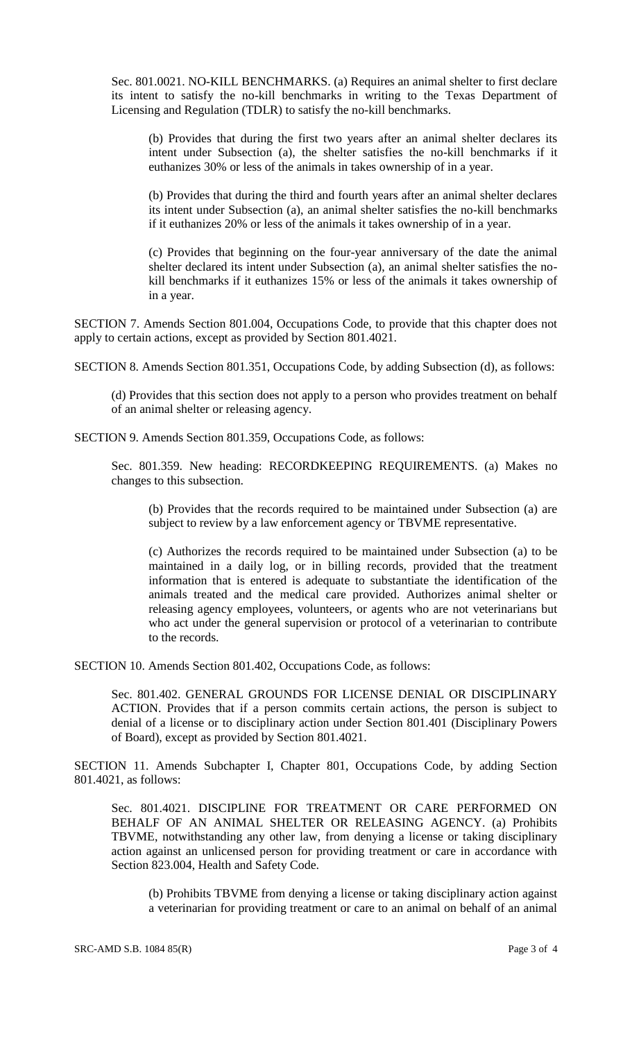Sec. 801.0021. NO-KILL BENCHMARKS. (a) Requires an animal shelter to first declare its intent to satisfy the no-kill benchmarks in writing to the Texas Department of Licensing and Regulation (TDLR) to satisfy the no-kill benchmarks.

(b) Provides that during the first two years after an animal shelter declares its intent under Subsection (a), the shelter satisfies the no-kill benchmarks if it euthanizes 30% or less of the animals in takes ownership of in a year.

(b) Provides that during the third and fourth years after an animal shelter declares its intent under Subsection (a), an animal shelter satisfies the no-kill benchmarks if it euthanizes 20% or less of the animals it takes ownership of in a year.

(c) Provides that beginning on the four-year anniversary of the date the animal shelter declared its intent under Subsection (a), an animal shelter satisfies the no-kill benchmarks if it euthanizes 15% or less of the animals it takes ownership of in a year.

SECTION 7. Amends Section 801.004, Occupations Code, to provide that this chapter does not apply to certain actions, except as provided by Section 801.4021.

SECTION 8. Amends Section 801.351, Occupations Code, by adding Subsection (d), as follows:

(d) Provides that this section does not apply to a person who provides treatment on behalf of an animal shelter or releasing agency.

SECTION 9. Amends Section 801.359, Occupations Code, as follows:

Sec. 801.359. New heading: RECORDKEEPING REQUIREMENTS. (a) Makes no changes to this subsection.

(b) Provides that the records required to be maintained under Subsection (a) are subject to review by a law enforcement agency or TBVME representative.

(c) Authorizes the records required to be maintained under Subsection (a) to be maintained in a daily log, or in billing records, provided that the treatment information that is entered is adequate to substantiate the identification of the animals treated and the medical care provided. Authorizes animal shelter or releasing agency employees, volunteers, or agents who are not veterinarians but who act under the general supervision or protocol of a veterinarian to contribute to the records.

SECTION 10. Amends Section 801.402, Occupations Code, as follows:

Sec. 801.402. GENERAL GROUNDS FOR LICENSE DENIAL OR DISCIPLINARY ACTION. Provides that if a person commits certain actions, the person is subject to denial of a license or to disciplinary action under Section 801.401 (Disciplinary Powers of Board), except as provided by Section 801.4021.

SECTION 11. Amends Subchapter I, Chapter 801, Occupations Code, by adding Section 801.4021, as follows:

Sec. 801.4021. DISCIPLINE FOR TREATMENT OR CARE PERFORMED ON BEHALF OF AN ANIMAL SHELTER OR RELEASING AGENCY. (a) Prohibits TBVME, notwithstanding any other law, from denying a license or taking disciplinary action against an unlicensed person for providing treatment or care in accordance with Section 823.004, Health and Safety Code.

(b) Prohibits TBVME from denying a license or taking disciplinary action against a veterinarian for providing treatment or care to an animal on behalf of an animal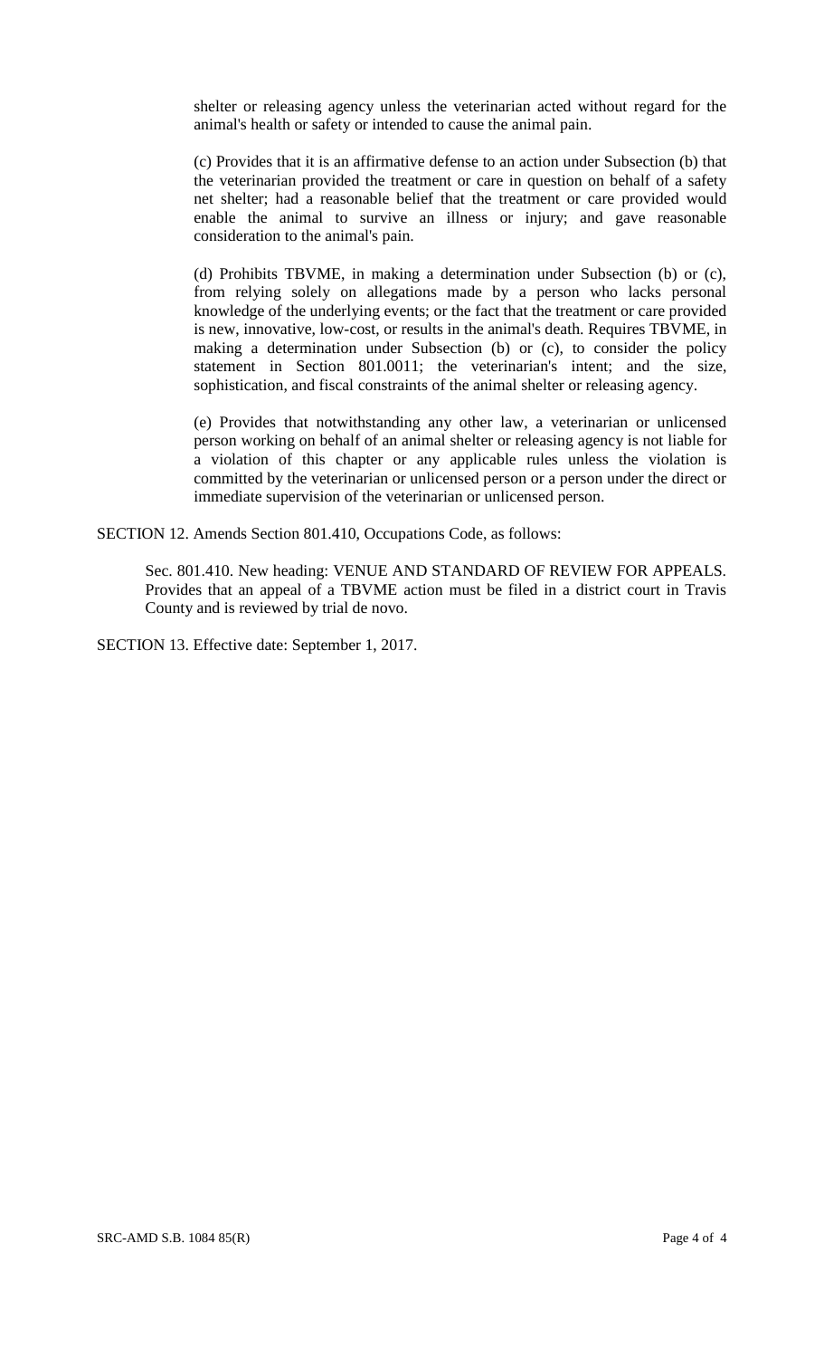shelter or releasing agency unless the veterinarian acted without regard for the animal's health or safety or intended to cause the animal pain.

(c) Provides that it is an affirmative defense to an action under Subsection (b) that the veterinarian provided the treatment or care in question on behalf of a safety net shelter; had a reasonable belief that the treatment or care provided would enable the animal to survive an illness or injury; and gave reasonable consideration to the animal's pain.

(d) Prohibits TBVME, in making a determination under Subsection (b) or (c), from relying solely on allegations made by a person who lacks personal knowledge of the underlying events; or the fact that the treatment or care provided is new, innovative, low-cost, or results in the animal's death. Requires TBVME, in making a determination under Subsection (b) or (c), to consider the policy statement in Section 801.0011; the veterinarian's intent; and the size, sophistication, and fiscal constraints of the animal shelter or releasing agency.

(e) Provides that notwithstanding any other law, a veterinarian or unlicensed person working on behalf of an animal shelter or releasing agency is not liable for a violation of this chapter or any applicable rules unless the violation is committed by the veterinarian or unlicensed person or a person under the direct or immediate supervision of the veterinarian or unlicensed person.

SECTION 12. Amends Section 801.410, Occupations Code, as follows:

Sec. 801.410. New heading: VENUE AND STANDARD OF REVIEW FOR APPEALS. Provides that an appeal of a TBVME action must be filed in a district court in Travis County and is reviewed by trial de novo.

SECTION 13. Effective date: September 1, 2017.